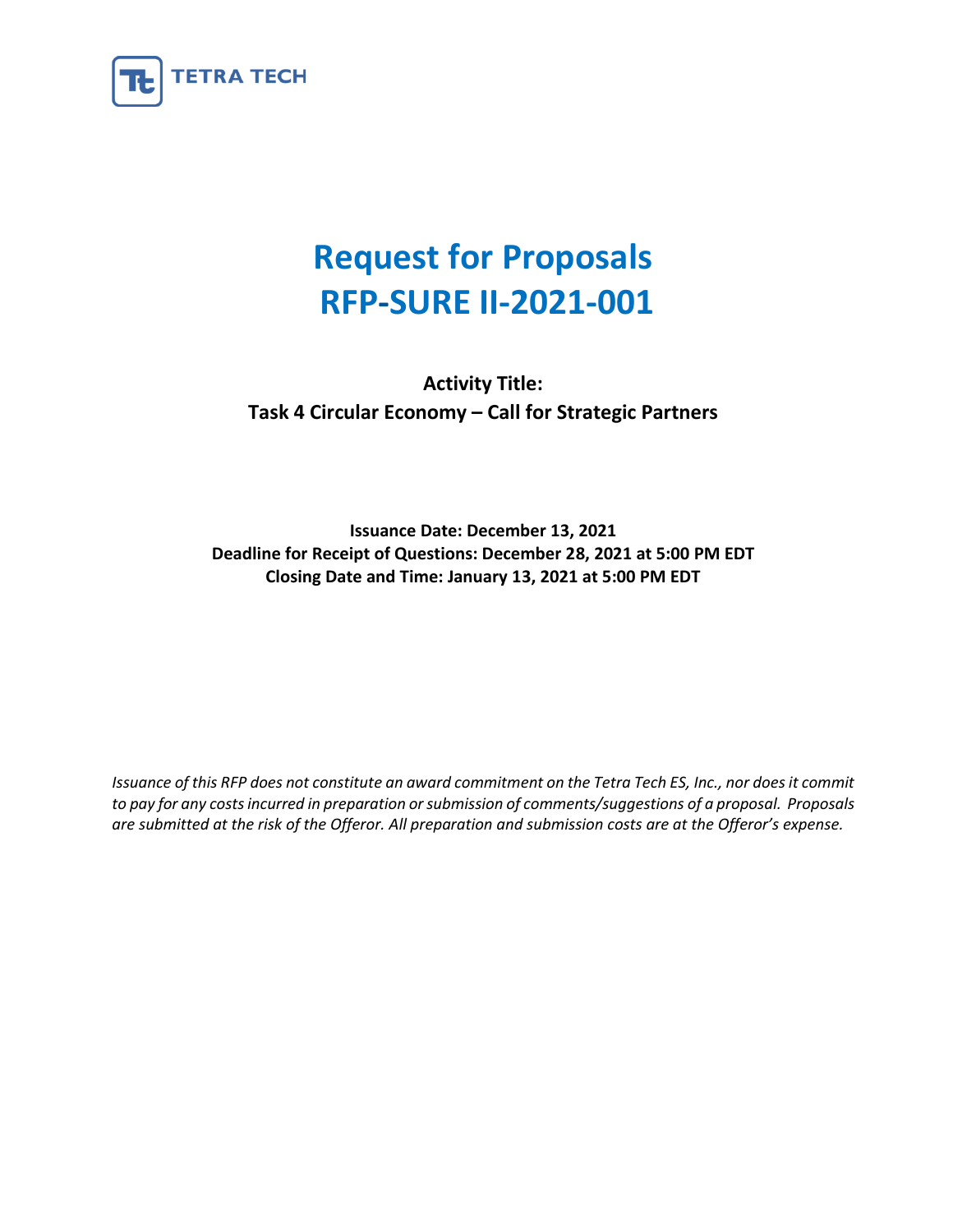TETRA TECH

# Request for Proposals
# RFP-SURE II-2021-001

**Activity Title:**
**Task 4 Circular Economy – Call for Strategic Partners**

**Issuance Date: December 13, 2021**
**Deadline for Receipt of Questions: December 28, 2021 at 5:00 PM EDT**
**Closing Date and Time: January 13, 2021 at 5:00 PM EDT**

*Issuance of this RFP does not constitute an award commitment on the Tetra Tech ES, Inc., nor does it commit to pay for any costs incurred in preparation or submission of comments/suggestions of a proposal. Proposals are submitted at the risk of the Offeror. All preparation and submission costs are at the Offeror's expense.*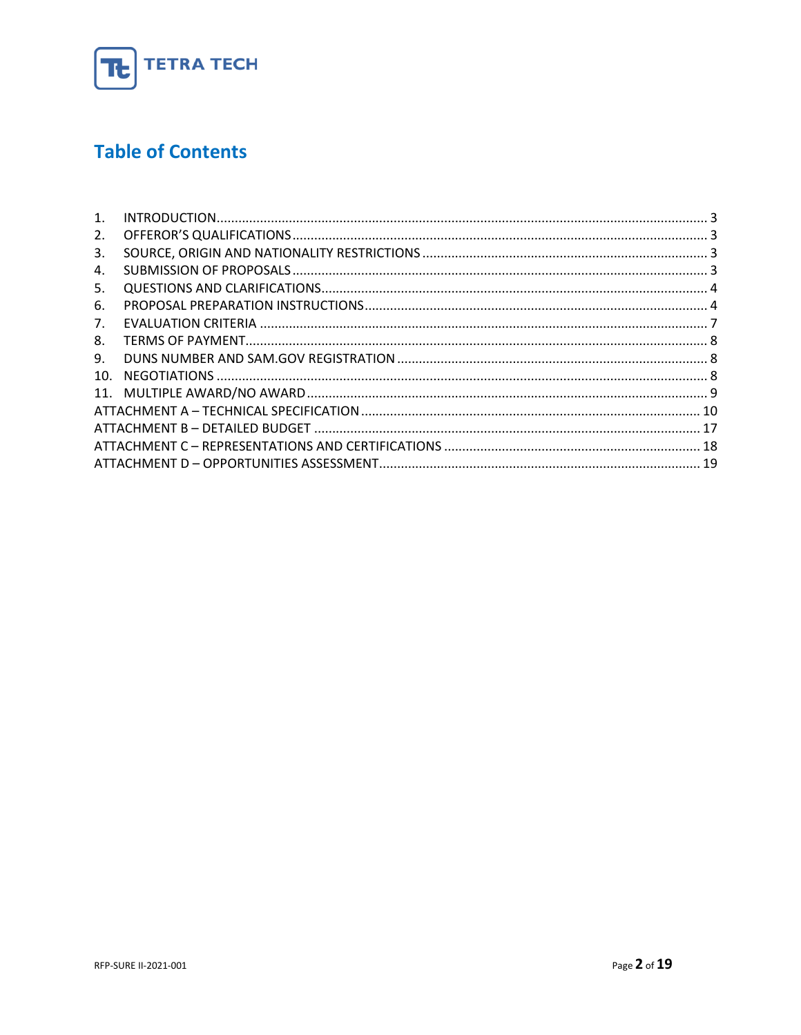## Table of Contents

1. INTRODUCTION........................................................................................................................ 3
2. OFFEROR'S QUALIFICATIONS .................................................................................................. 3
3. SOURCE, ORIGIN AND NATIONALITY RESTRICTIONS .............................................................. 3
4. SUBMISSION OF PROPOSALS .................................................................................................. 3
5. QUESTIONS AND CLARIFICATIONS.......................................................................................... 4
6. PROPOSAL PREPARATION INSTRUCTIONS.............................................................................. 4
7. EVALUATION CRITERIA ............................................................................................................ 7
8. TERMS OF PAYMENT................................................................................................................ 8
9. DUNS NUMBER AND SAM.GOV REGISTRATION ..................................................................... 8
10. NEGOTIATIONS ...................................................................................................................... 8
11. MULTIPLE AWARD/NO AWARD .............................................................................................. 9

ATTACHMENT A – TECHNICAL SPECIFICATION ............................................................................. 10
ATTACHMENT B – DETAILED BUDGET .......................................................................................... 17
ATTACHMENT C – REPRESENTATIONS AND CERTIFICATIONS ...................................................... 18
ATTACHMENT D – OPPORTUNITIES ASSESSMENT........................................................................ 19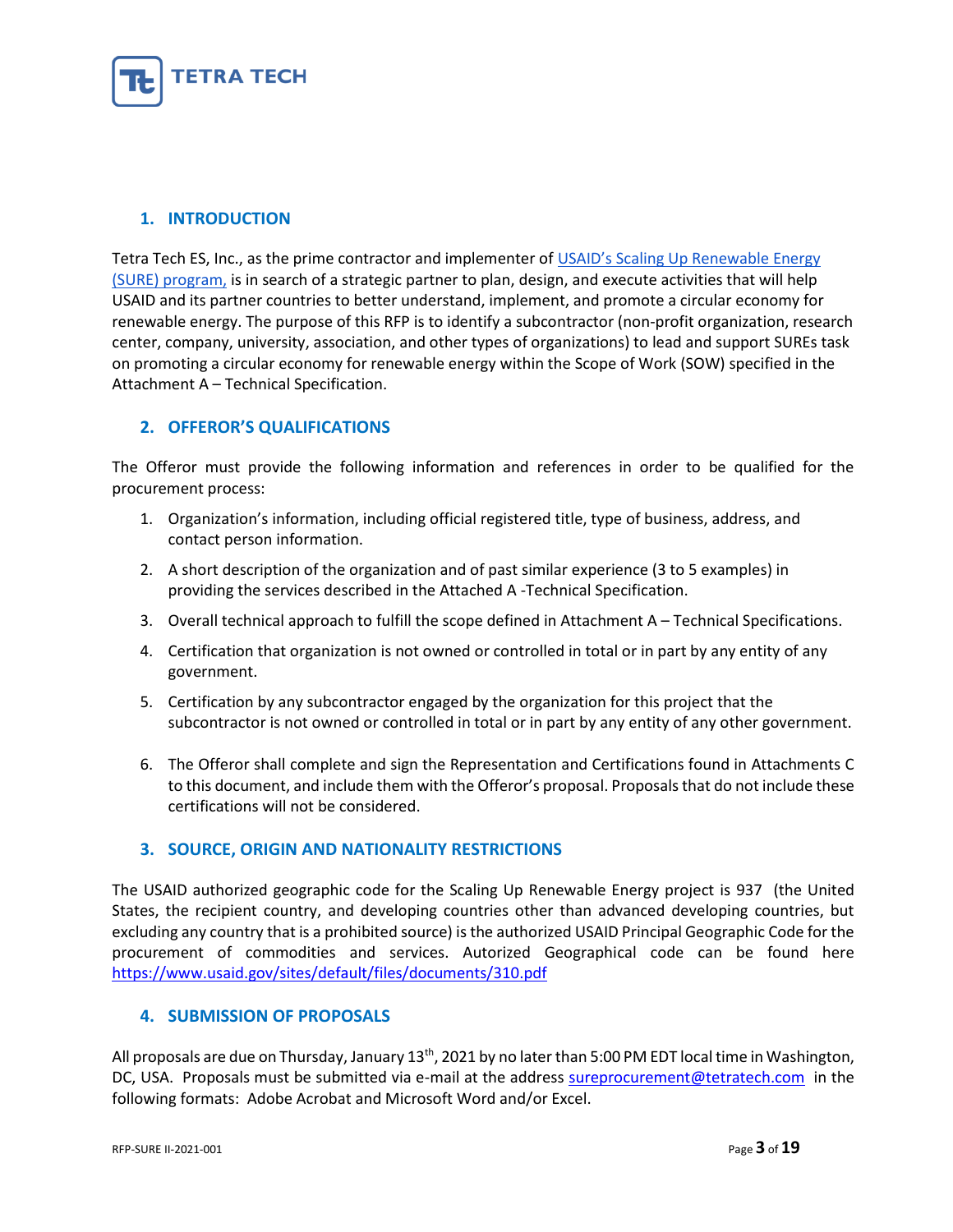## 1. INTRODUCTION

Tetra Tech ES, Inc., as the prime contractor and implementer of [USAID's Scaling Up Renewable Energy (SURE) program,](#) is in search of a strategic partner to plan, design, and execute activities that will help USAID and its partner countries to better understand, implement, and promote a circular economy for renewable energy. The purpose of this RFP is to identify a subcontractor (non-profit organization, research center, company, university, association, and other types of organizations) to lead and support SUREs task on promoting a circular economy for renewable energy within the Scope of Work (SOW) specified in the Attachment A – Technical Specification.

## 2. OFFEROR'S QUALIFICATIONS

The Offeror must provide the following information and references in order to be qualified for the procurement process:

1. Organization's information, including official registered title, type of business, address, and contact person information.
2. A short description of the organization and of past similar experience (3 to 5 examples) in providing the services described in the Attached A -Technical Specification.
3. Overall technical approach to fulfill the scope defined in Attachment A – Technical Specifications.
4. Certification that organization is not owned or controlled in total or in part by any entity of any government.
5. Certification by any subcontractor engaged by the organization for this project that the subcontractor is not owned or controlled in total or in part by any entity of any other government.
6. The Offeror shall complete and sign the Representation and Certifications found in Attachments C to this document, and include them with the Offeror's proposal. Proposals that do not include these certifications will not be considered.

## 3. SOURCE, ORIGIN AND NATIONALITY RESTRICTIONS

The USAID authorized geographic code for the Scaling Up Renewable Energy project is 937 (the United States, the recipient country, and developing countries other than advanced developing countries, but excluding any country that is a prohibited source) is the authorized USAID Principal Geographic Code for the procurement of commodities and services. Autorized Geographical code can be found here https://www.usaid.gov/sites/default/files/documents/310.pdf

## 4. SUBMISSION OF PROPOSALS

All proposals are due on Thursday, January 13th, 2021 by no later than 5:00 PM EDT local time in Washington, DC, USA. Proposals must be submitted via e-mail at the address sureprocurement@tetratech.com in the following formats: Adobe Acrobat and Microsoft Word and/or Excel.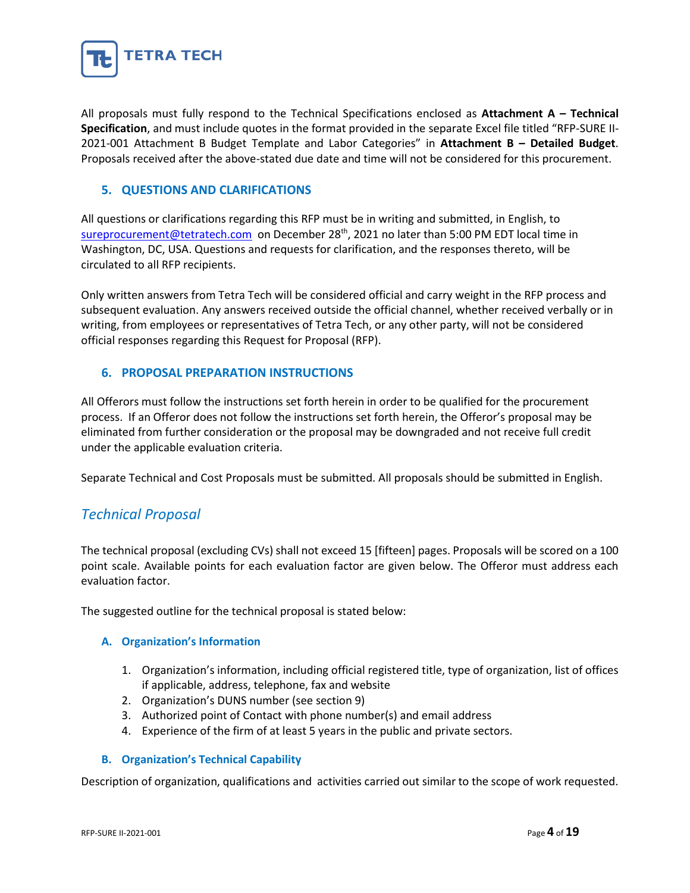All proposals must fully respond to the Technical Specifications enclosed as **Attachment A – Technical Specification**, and must include quotes in the format provided in the separate Excel file titled "RFP-SURE II-2021-001 Attachment B Budget Template and Labor Categories" in **Attachment B – Detailed Budget**. Proposals received after the above-stated due date and time will not be considered for this procurement.

## 5. QUESTIONS AND CLARIFICATIONS

All questions or clarifications regarding this RFP must be in writing and submitted, in English, to sureprocurement@tetratech.com on December 28th, 2021 no later than 5:00 PM EDT local time in Washington, DC, USA. Questions and requests for clarification, and the responses thereto, will be circulated to all RFP recipients.

Only written answers from Tetra Tech will be considered official and carry weight in the RFP process and subsequent evaluation. Any answers received outside the official channel, whether received verbally or in writing, from employees or representatives of Tetra Tech, or any other party, will not be considered official responses regarding this Request for Proposal (RFP).

## 6. PROPOSAL PREPARATION INSTRUCTIONS

All Offerors must follow the instructions set forth herein in order to be qualified for the procurement process. If an Offeror does not follow the instructions set forth herein, the Offeror's proposal may be eliminated from further consideration or the proposal may be downgraded and not receive full credit under the applicable evaluation criteria.

Separate Technical and Cost Proposals must be submitted. All proposals should be submitted in English.

## *Technical Proposal*

The technical proposal (excluding CVs) shall not exceed 15 [fifteen] pages. Proposals will be scored on a 100 point scale. Available points for each evaluation factor are given below. The Offeror must address each evaluation factor.

The suggested outline for the technical proposal is stated below:

### A. Organization's Information

1. Organization's information, including official registered title, type of organization, list of offices if applicable, address, telephone, fax and website
2. Organization's DUNS number (see section 9)
3. Authorized point of Contact with phone number(s) and email address
4. Experience of the firm of at least 5 years in the public and private sectors.

### B. Organization's Technical Capability

Description of organization, qualifications and activities carried out similar to the scope of work requested.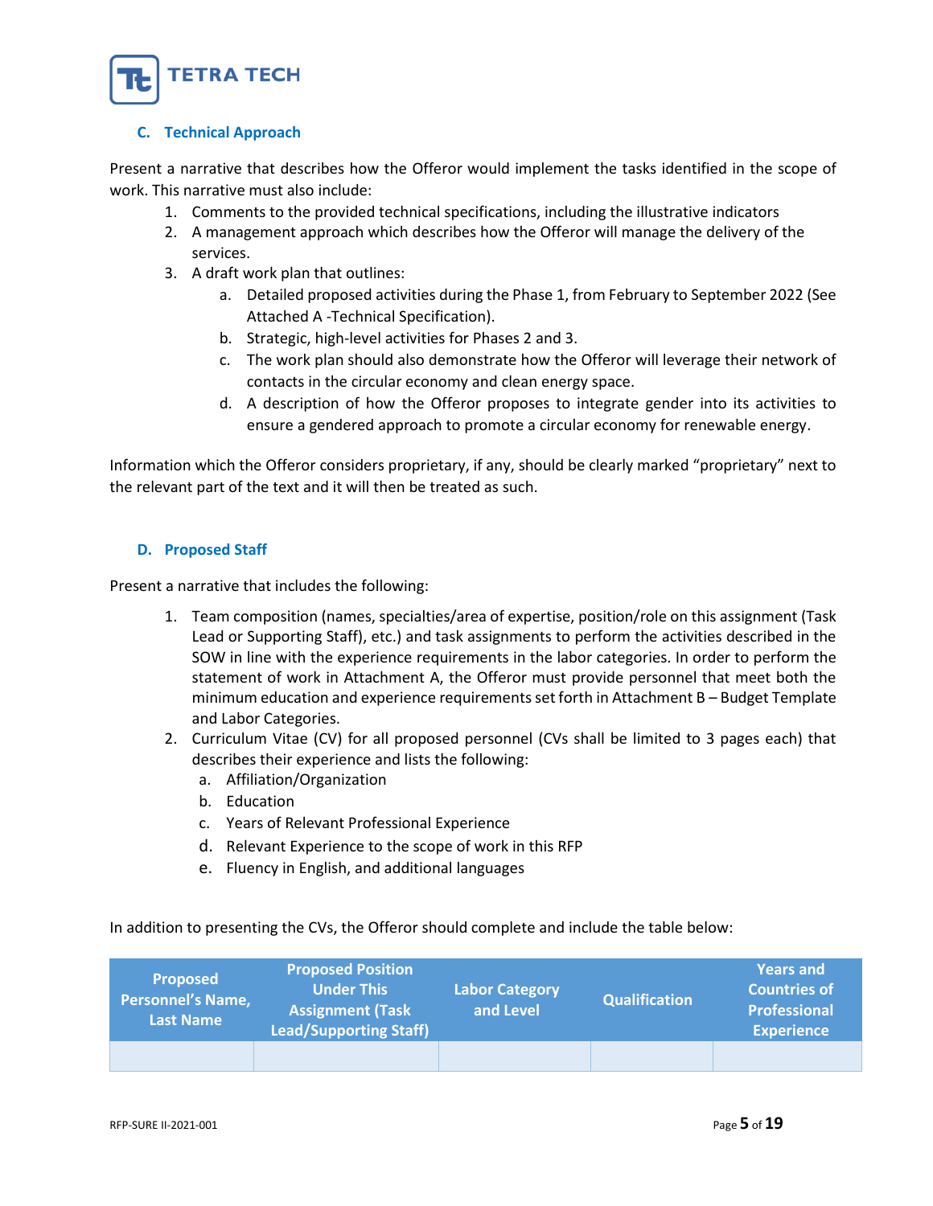### C. Technical Approach

Present a narrative that describes how the Offeror would implement the tasks identified in the scope of work. This narrative must also include:

1. Comments to the provided technical specifications, including the illustrative indicators
2. A management approach which describes how the Offeror will manage the delivery of the services.
3. A draft work plan that outlines:
   a. Detailed proposed activities during the Phase 1, from February to September 2022 (See Attached A -Technical Specification).
   b. Strategic, high-level activities for Phases 2 and 3.
   c. The work plan should also demonstrate how the Offeror will leverage their network of contacts in the circular economy and clean energy space.
   d. A description of how the Offeror proposes to integrate gender into its activities to ensure a gendered approach to promote a circular economy for renewable energy.

Information which the Offeror considers proprietary, if any, should be clearly marked "proprietary" next to the relevant part of the text and it will then be treated as such.

### D. Proposed Staff

Present a narrative that includes the following:

1. Team composition (names, specialties/area of expertise, position/role on this assignment (Task Lead or Supporting Staff), etc.) and task assignments to perform the activities described in the SOW in line with the experience requirements in the labor categories. In order to perform the statement of work in Attachment A, the Offeror must provide personnel that meet both the minimum education and experience requirements set forth in Attachment B – Budget Template and Labor Categories.
2. Curriculum Vitae (CV) for all proposed personnel (CVs shall be limited to 3 pages each) that describes their experience and lists the following:
   a. Affiliation/Organization
   b. Education
   c. Years of Relevant Professional Experience
   d. Relevant Experience to the scope of work in this RFP
   e. Fluency in English, and additional languages

In addition to presenting the CVs, the Offeror should complete and include the table below:

| Proposed Personnel's Name, Last Name | Proposed Position Under This Assignment (Task Lead/Supporting Staff) | Labor Category and Level | Qualification | Years and Countries of Professional Experience |
|---|---|---|---|---|
| | | | | |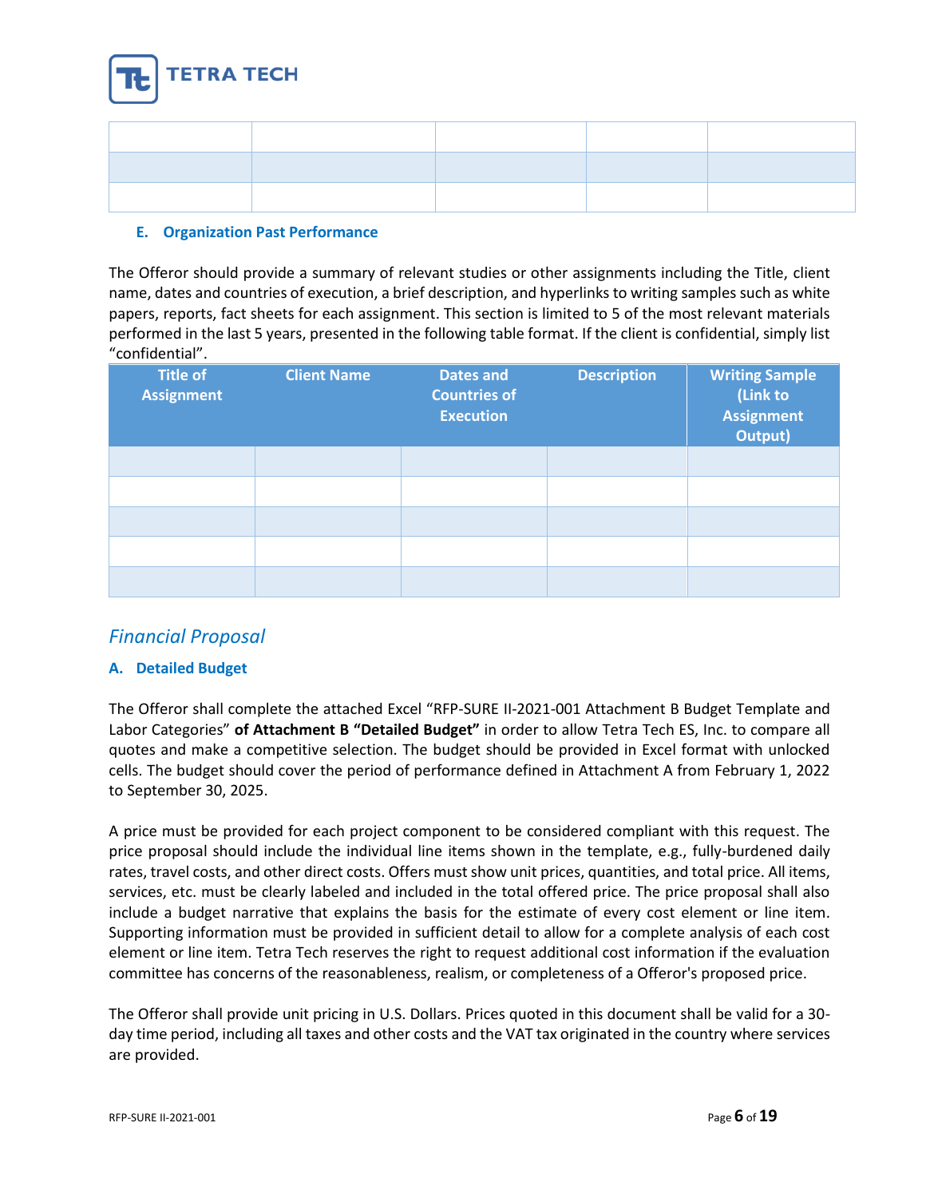| | | | | |
|---|---|---|---|---|
| | | | | |
| | | | | |
| | | | | |

### E. Organization Past Performance

The Offeror should provide a summary of relevant studies or other assignments including the Title, client name, dates and countries of execution, a brief description, and hyperlinks to writing samples such as white papers, reports, fact sheets for each assignment. This section is limited to 5 of the most relevant materials performed in the last 5 years, presented in the following table format. If the client is confidential, simply list "confidential".

| Title of Assignment | Client Name | Dates and Countries of Execution | Description | Writing Sample (Link to Assignment Output) |
|---|---|---|---|---|
| | | | | |
| | | | | |
| | | | | |
| | | | | |
| | | | | |

## *Financial Proposal*

### A. Detailed Budget

The Offeror shall complete the attached Excel "RFP-SURE II-2021-001 Attachment B Budget Template and Labor Categories" **of Attachment B "Detailed Budget"** in order to allow Tetra Tech ES, Inc. to compare all quotes and make a competitive selection. The budget should be provided in Excel format with unlocked cells. The budget should cover the period of performance defined in Attachment A from February 1, 2022 to September 30, 2025.

A price must be provided for each project component to be considered compliant with this request. The price proposal should include the individual line items shown in the template, e.g., fully-burdened daily rates, travel costs, and other direct costs. Offers must show unit prices, quantities, and total price. All items, services, etc. must be clearly labeled and included in the total offered price. The price proposal shall also include a budget narrative that explains the basis for the estimate of every cost element or line item. Supporting information must be provided in sufficient detail to allow for a complete analysis of each cost element or line item. Tetra Tech reserves the right to request additional cost information if the evaluation committee has concerns of the reasonableness, realism, or completeness of a Offeror's proposed price.

The Offeror shall provide unit pricing in U.S. Dollars. Prices quoted in this document shall be valid for a 30-day time period, including all taxes and other costs and the VAT tax originated in the country where services are provided.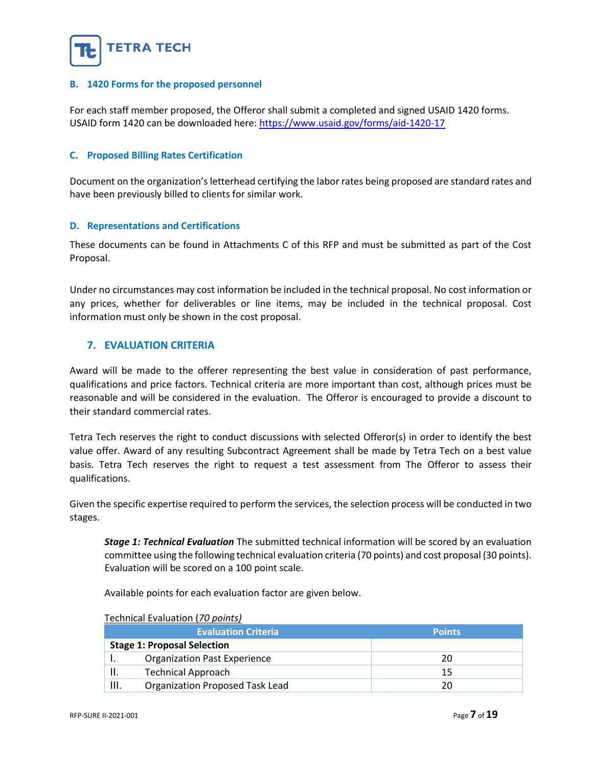### B. 1420 Forms for the proposed personnel

For each staff member proposed, the Offeror shall submit a completed and signed USAID 1420 forms. USAID form 1420 can be downloaded here: [https://www.usaid.gov/forms/aid-1420-17](https://www.usaid.gov/forms/aid-1420-17)

### C. Proposed Billing Rates Certification

Document on the organization's letterhead certifying the labor rates being proposed are standard rates and have been previously billed to clients for similar work.

### D. Representations and Certifications

These documents can be found in Attachments C of this RFP and must be submitted as part of the Cost Proposal.

Under no circumstances may cost information be included in the technical proposal. No cost information or any prices, whether for deliverables or line items, may be included in the technical proposal. Cost information must only be shown in the cost proposal.

## 7. EVALUATION CRITERIA

Award will be made to the offerer representing the best value in consideration of past performance, qualifications and price factors. Technical criteria are more important than cost, although prices must be reasonable and will be considered in the evaluation. The Offeror is encouraged to provide a discount to their standard commercial rates.

Tetra Tech reserves the right to conduct discussions with selected Offeror(s) in order to identify the best value offer. Award of any resulting Subcontract Agreement shall be made by Tetra Tech on a best value basis. Tetra Tech reserves the right to request a test assessment from The Offeror to assess their qualifications.

Given the specific expertise required to perform the services, the selection process will be conducted in two stages.

> ***Stage 1: Technical Evaluation*** The submitted technical information will be scored by an evaluation committee using the following technical evaluation criteria (70 points) and cost proposal (30 points). Evaluation will be scored on a 100 point scale.
>
> Available points for each evaluation factor are given below.

Technical Evaluation (*70 points)*

| Evaluation Criteria | Points |
|---|---|
| **Stage 1: Proposal Selection** | |
| I. Organization Past Experience | 20 |
| II. Technical Approach | 15 |
| III. Organization Proposed Task Lead | 20 |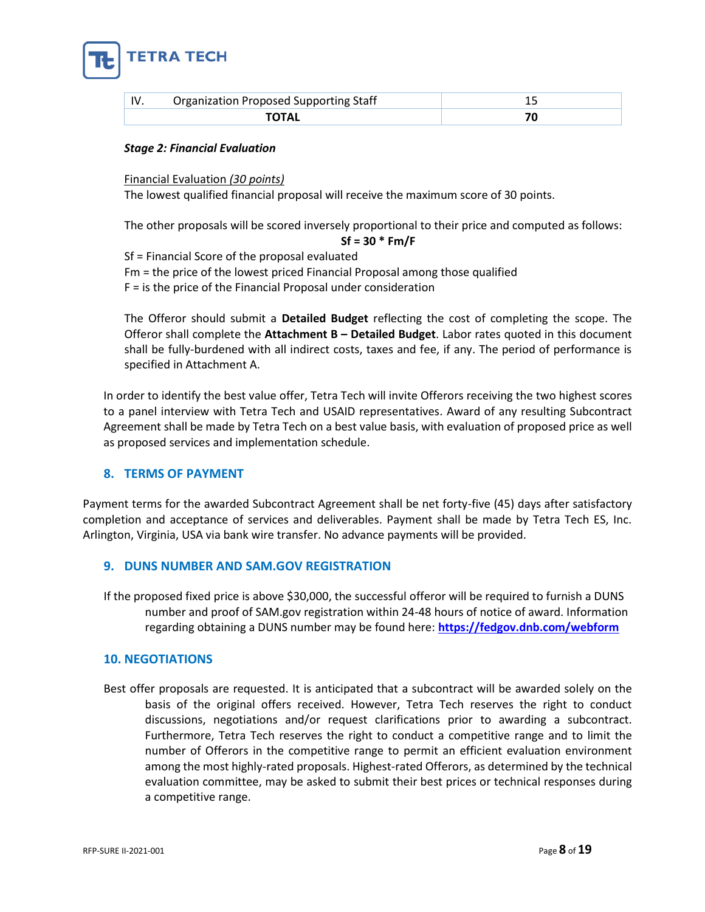| IV. | Organization Proposed Supporting Staff | 15 |
|---|---|---|
| | **TOTAL** | **70** |

***Stage 2: Financial Evaluation***

Financial Evaluation *(30 points)*

The lowest qualified financial proposal will receive the maximum score of 30 points.

The other proposals will be scored inversely proportional to their price and computed as follows:

$$Sf = 30 * Fm/F$$

Sf = Financial Score of the proposal evaluated

Fm = the price of the lowest priced Financial Proposal among those qualified

F = is the price of the Financial Proposal under consideration

The Offeror should submit a **Detailed Budget** reflecting the cost of completing the scope. The Offeror shall complete the **Attachment B – Detailed Budget**. Labor rates quoted in this document shall be fully-burdened with all indirect costs, taxes and fee, if any. The period of performance is specified in Attachment A.

In order to identify the best value offer, Tetra Tech will invite Offerors receiving the two highest scores to a panel interview with Tetra Tech and USAID representatives. Award of any resulting Subcontract Agreement shall be made by Tetra Tech on a best value basis, with evaluation of proposed price as well as proposed services and implementation schedule.

## 8. TERMS OF PAYMENT

Payment terms for the awarded Subcontract Agreement shall be net forty-five (45) days after satisfactory completion and acceptance of services and deliverables. Payment shall be made by Tetra Tech ES, Inc. Arlington, Virginia, USA via bank wire transfer. No advance payments will be provided.

## 9. DUNS NUMBER AND SAM.GOV REGISTRATION

If the proposed fixed price is above $30,000, the successful offeror will be required to furnish a DUNS number and proof of SAM.gov registration within 24-48 hours of notice of award. Information regarding obtaining a DUNS number may be found here: **https://fedgov.dnb.com/webform**

## 10. NEGOTIATIONS

Best offer proposals are requested. It is anticipated that a subcontract will be awarded solely on the basis of the original offers received. However, Tetra Tech reserves the right to conduct discussions, negotiations and/or request clarifications prior to awarding a subcontract. Furthermore, Tetra Tech reserves the right to conduct a competitive range and to limit the number of Offerors in the competitive range to permit an efficient evaluation environment among the most highly-rated proposals. Highest-rated Offerors, as determined by the technical evaluation committee, may be asked to submit their best prices or technical responses during a competitive range.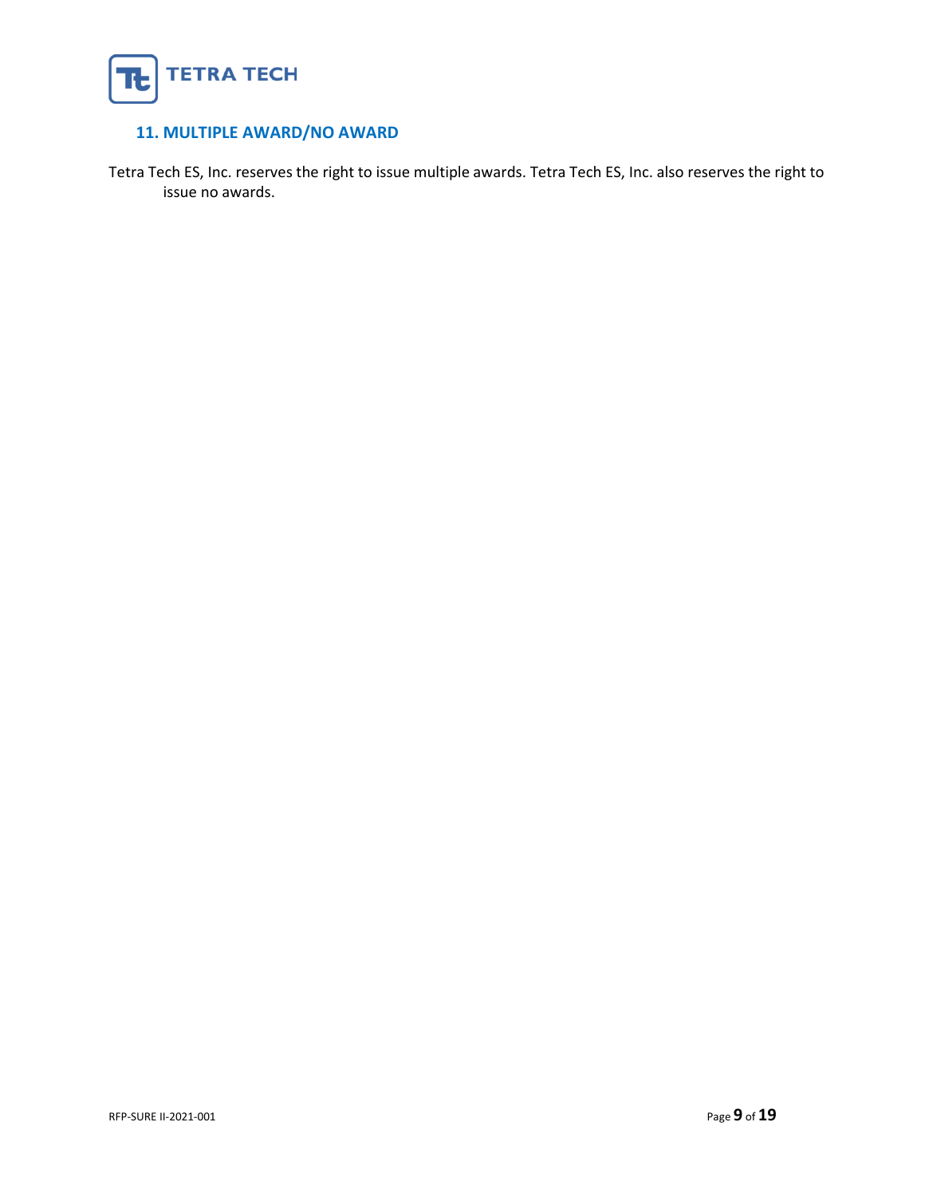## 11. MULTIPLE AWARD/NO AWARD

Tetra Tech ES, Inc. reserves the right to issue multiple awards. Tetra Tech ES, Inc. also reserves the right to issue no awards.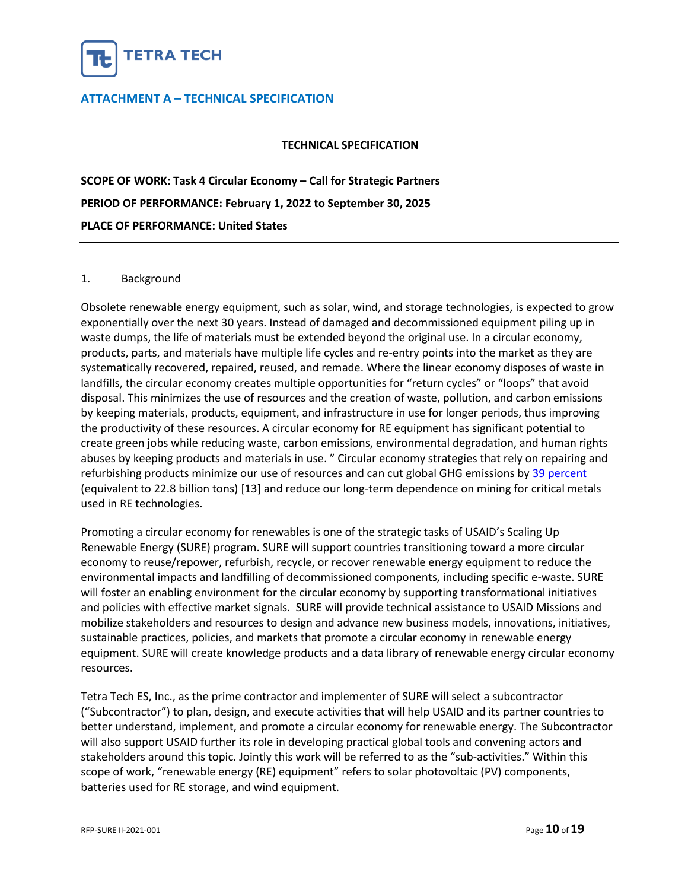## ATTACHMENT A – TECHNICAL SPECIFICATION

**TECHNICAL SPECIFICATION**

**SCOPE OF WORK: Task 4 Circular Economy – Call for Strategic Partners**

**PERIOD OF PERFORMANCE: February 1, 2022 to September 30, 2025**

**PLACE OF PERFORMANCE: United States**

---

1. Background

Obsolete renewable energy equipment, such as solar, wind, and storage technologies, is expected to grow exponentially over the next 30 years. Instead of damaged and decommissioned equipment piling up in waste dumps, the life of materials must be extended beyond the original use. In a circular economy, products, parts, and materials have multiple life cycles and re-entry points into the market as they are systematically recovered, repaired, reused, and remade. Where the linear economy disposes of waste in landfills, the circular economy creates multiple opportunities for "return cycles" or "loops" that avoid disposal. This minimizes the use of resources and the creation of waste, pollution, and carbon emissions by keeping materials, products, equipment, and infrastructure in use for longer periods, thus improving the productivity of these resources. A circular economy for RE equipment has significant potential to create green jobs while reducing waste, carbon emissions, environmental degradation, and human rights abuses by keeping products and materials in use. " Circular economy strategies that rely on repairing and refurbishing products minimize our use of resources and can cut global GHG emissions by 39 percent (equivalent to 22.8 billion tons) [13] and reduce our long-term dependence on mining for critical metals used in RE technologies.

Promoting a circular economy for renewables is one of the strategic tasks of USAID's Scaling Up Renewable Energy (SURE) program. SURE will support countries transitioning toward a more circular economy to reuse/repower, refurbish, recycle, or recover renewable energy equipment to reduce the environmental impacts and landfilling of decommissioned components, including specific e-waste. SURE will foster an enabling environment for the circular economy by supporting transformational initiatives and policies with effective market signals. SURE will provide technical assistance to USAID Missions and mobilize stakeholders and resources to design and advance new business models, innovations, initiatives, sustainable practices, policies, and markets that promote a circular economy in renewable energy equipment. SURE will create knowledge products and a data library of renewable energy circular economy resources.

Tetra Tech ES, Inc., as the prime contractor and implementer of SURE will select a subcontractor ("Subcontractor") to plan, design, and execute activities that will help USAID and its partner countries to better understand, implement, and promote a circular economy for renewable energy. The Subcontractor will also support USAID further its role in developing practical global tools and convening actors and stakeholders around this topic. Jointly this work will be referred to as the "sub-activities." Within this scope of work, "renewable energy (RE) equipment" refers to solar photovoltaic (PV) components, batteries used for RE storage, and wind equipment.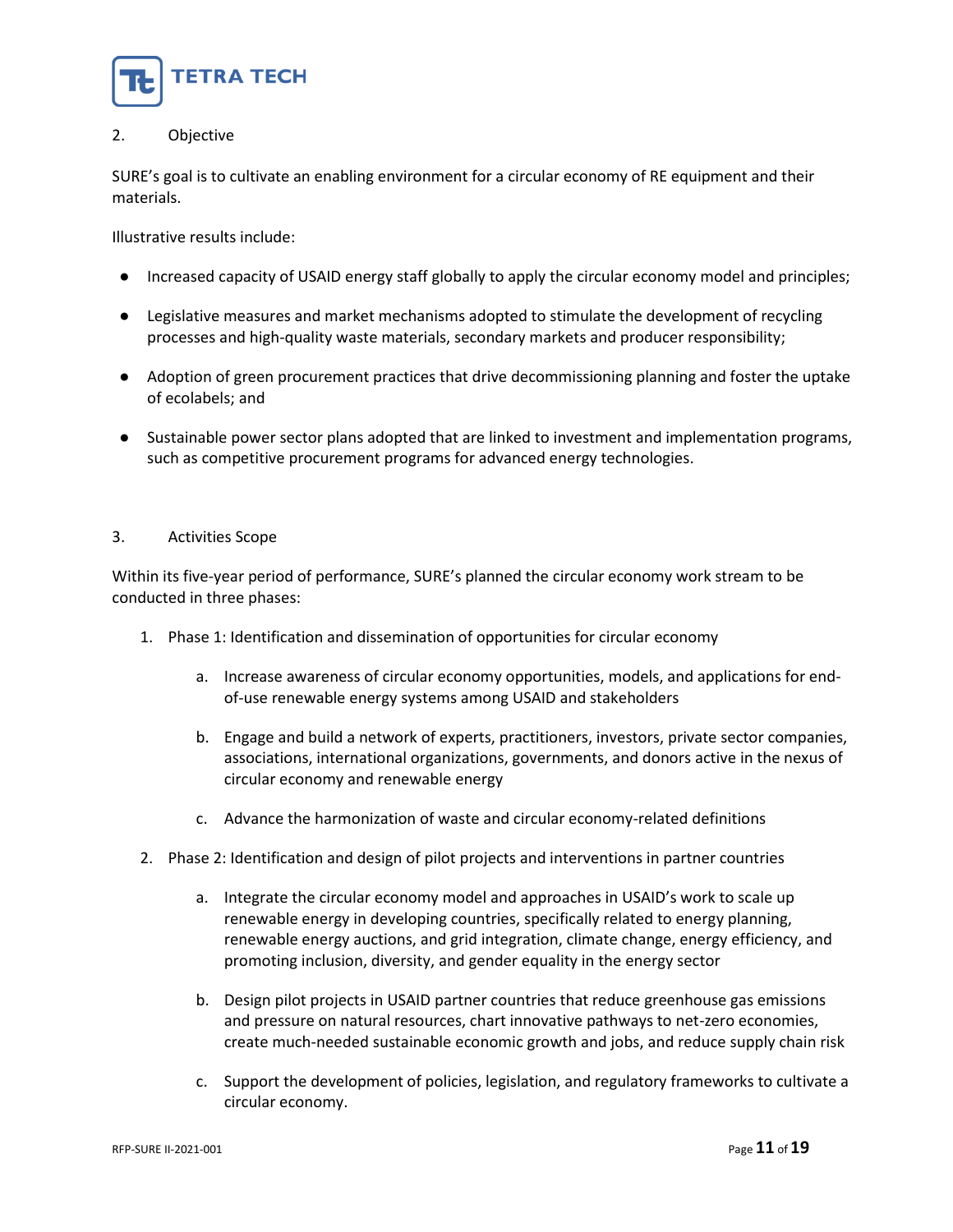## 2. Objective

SURE's goal is to cultivate an enabling environment for a circular economy of RE equipment and their materials.

Illustrative results include:

- Increased capacity of USAID energy staff globally to apply the circular economy model and principles;
- Legislative measures and market mechanisms adopted to stimulate the development of recycling processes and high-quality waste materials, secondary markets and producer responsibility;
- Adoption of green procurement practices that drive decommissioning planning and foster the uptake of ecolabels; and
- Sustainable power sector plans adopted that are linked to investment and implementation programs, such as competitive procurement programs for advanced energy technologies.

## 3. Activities Scope

Within its five-year period of performance, SURE's planned the circular economy work stream to be conducted in three phases:

1. Phase 1: Identification and dissemination of opportunities for circular economy
    a. Increase awareness of circular economy opportunities, models, and applications for end-of-use renewable energy systems among USAID and stakeholders
    b. Engage and build a network of experts, practitioners, investors, private sector companies, associations, international organizations, governments, and donors active in the nexus of circular economy and renewable energy
    c. Advance the harmonization of waste and circular economy-related definitions
2. Phase 2: Identification and design of pilot projects and interventions in partner countries
    a. Integrate the circular economy model and approaches in USAID's work to scale up renewable energy in developing countries, specifically related to energy planning, renewable energy auctions, and grid integration, climate change, energy efficiency, and promoting inclusion, diversity, and gender equality in the energy sector
    b. Design pilot projects in USAID partner countries that reduce greenhouse gas emissions and pressure on natural resources, chart innovative pathways to net-zero economies, create much-needed sustainable economic growth and jobs, and reduce supply chain risk
    c. Support the development of policies, legislation, and regulatory frameworks to cultivate a circular economy.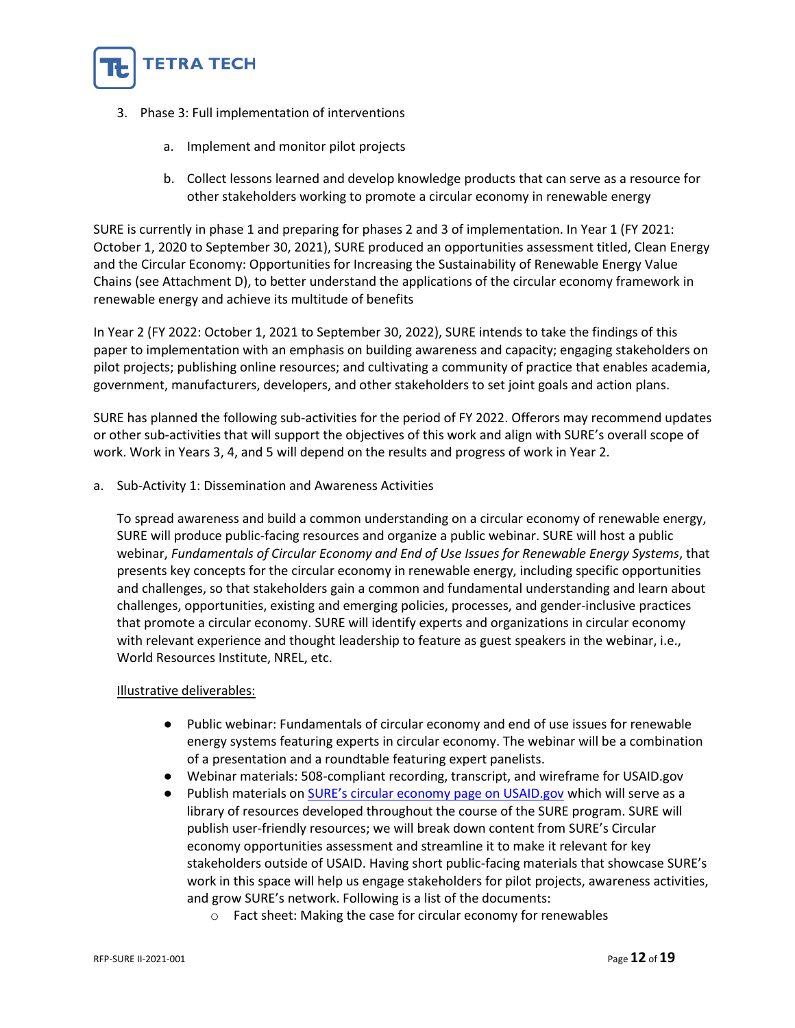3. Phase 3: Full implementation of interventions

    a. Implement and monitor pilot projects

    b. Collect lessons learned and develop knowledge products that can serve as a resource for other stakeholders working to promote a circular economy in renewable energy

SURE is currently in phase 1 and preparing for phases 2 and 3 of implementation. In Year 1 (FY 2021: October 1, 2020 to September 30, 2021), SURE produced an opportunities assessment titled, Clean Energy and the Circular Economy: Opportunities for Increasing the Sustainability of Renewable Energy Value Chains (see Attachment D), to better understand the applications of the circular economy framework in renewable energy and achieve its multitude of benefits

In Year 2 (FY 2022: October 1, 2021 to September 30, 2022), SURE intends to take the findings of this paper to implementation with an emphasis on building awareness and capacity; engaging stakeholders on pilot projects; publishing online resources; and cultivating a community of practice that enables academia, government, manufacturers, developers, and other stakeholders to set joint goals and action plans.

SURE has planned the following sub-activities for the period of FY 2022. Offerors may recommend updates or other sub-activities that will support the objectives of this work and align with SURE's overall scope of work. Work in Years 3, 4, and 5 will depend on the results and progress of work in Year 2.

a. Sub-Activity 1: Dissemination and Awareness Activities

   To spread awareness and build a common understanding on a circular economy of renewable energy, SURE will produce public-facing resources and organize a public webinar. SURE will host a public webinar, *Fundamentals of Circular Economy and End of Use Issues for Renewable Energy Systems*, that presents key concepts for the circular economy in renewable energy, including specific opportunities and challenges, so that stakeholders gain a common and fundamental understanding and learn about challenges, opportunities, existing and emerging policies, processes, and gender-inclusive practices that promote a circular economy. SURE will identify experts and organizations in circular economy with relevant experience and thought leadership to feature as guest speakers in the webinar, i.e., World Resources Institute, NREL, etc.

   Illustrative deliverables:

   - Public webinar: Fundamentals of circular economy and end of use issues for renewable energy systems featuring experts in circular economy. The webinar will be a combination of a presentation and a roundtable featuring expert panelists.
   - Webinar materials: 508-compliant recording, transcript, and wireframe for USAID.gov
   - Publish materials on SURE's circular economy page on USAID.gov which will serve as a library of resources developed throughout the course of the SURE program. SURE will publish user-friendly resources; we will break down content from SURE's Circular economy opportunities assessment and streamline it to make it relevant for key stakeholders outside of USAID. Having short public-facing materials that showcase SURE's work in this space will help us engage stakeholders for pilot projects, awareness activities, and grow SURE's network. Following is a list of the documents:
     - Fact sheet: Making the case for circular economy for renewables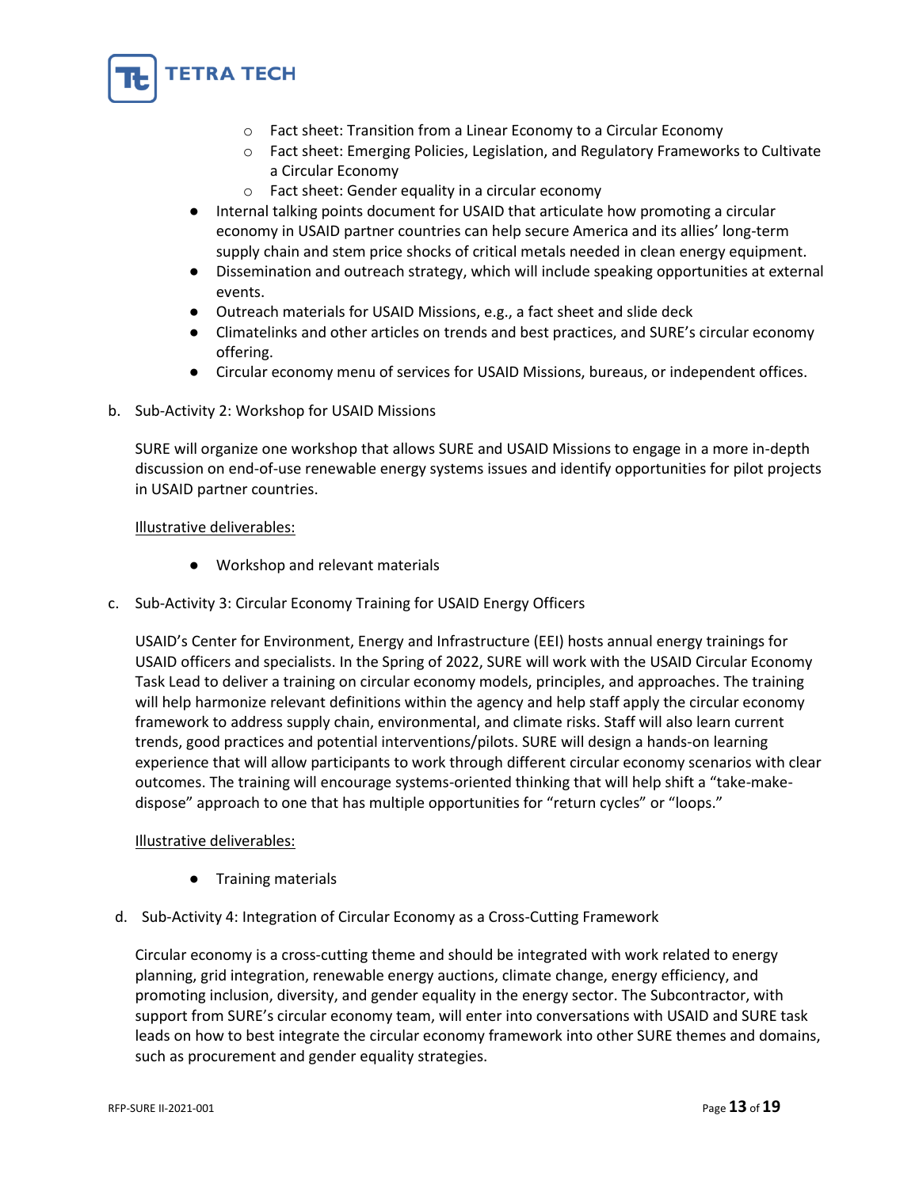- Fact sheet: Transition from a Linear Economy to a Circular Economy
    - Fact sheet: Emerging Policies, Legislation, and Regulatory Frameworks to Cultivate a Circular Economy
    - Fact sheet: Gender equality in a circular economy
- Internal talking points document for USAID that articulate how promoting a circular economy in USAID partner countries can help secure America and its allies' long-term supply chain and stem price shocks of critical metals needed in clean energy equipment.
- Dissemination and outreach strategy, which will include speaking opportunities at external events.
- Outreach materials for USAID Missions, e.g., a fact sheet and slide deck
- Climatelinks and other articles on trends and best practices, and SURE's circular economy offering.
- Circular economy menu of services for USAID Missions, bureaus, or independent offices.

b. Sub-Activity 2: Workshop for USAID Missions

SURE will organize one workshop that allows SURE and USAID Missions to engage in a more in-depth discussion on end-of-use renewable energy systems issues and identify opportunities for pilot projects in USAID partner countries.

Illustrative deliverables:

- Workshop and relevant materials

c. Sub-Activity 3: Circular Economy Training for USAID Energy Officers

USAID's Center for Environment, Energy and Infrastructure (EEI) hosts annual energy trainings for USAID officers and specialists. In the Spring of 2022, SURE will work with the USAID Circular Economy Task Lead to deliver a training on circular economy models, principles, and approaches. The training will help harmonize relevant definitions within the agency and help staff apply the circular economy framework to address supply chain, environmental, and climate risks. Staff will also learn current trends, good practices and potential interventions/pilots. SURE will design a hands-on learning experience that will allow participants to work through different circular economy scenarios with clear outcomes. The training will encourage systems-oriented thinking that will help shift a "take-make-dispose" approach to one that has multiple opportunities for "return cycles" or "loops."

Illustrative deliverables:

- Training materials

d. Sub-Activity 4: Integration of Circular Economy as a Cross-Cutting Framework

Circular economy is a cross-cutting theme and should be integrated with work related to energy planning, grid integration, renewable energy auctions, climate change, energy efficiency, and promoting inclusion, diversity, and gender equality in the energy sector. The Subcontractor, with support from SURE's circular economy team, will enter into conversations with USAID and SURE task leads on how to best integrate the circular economy framework into other SURE themes and domains, such as procurement and gender equality strategies.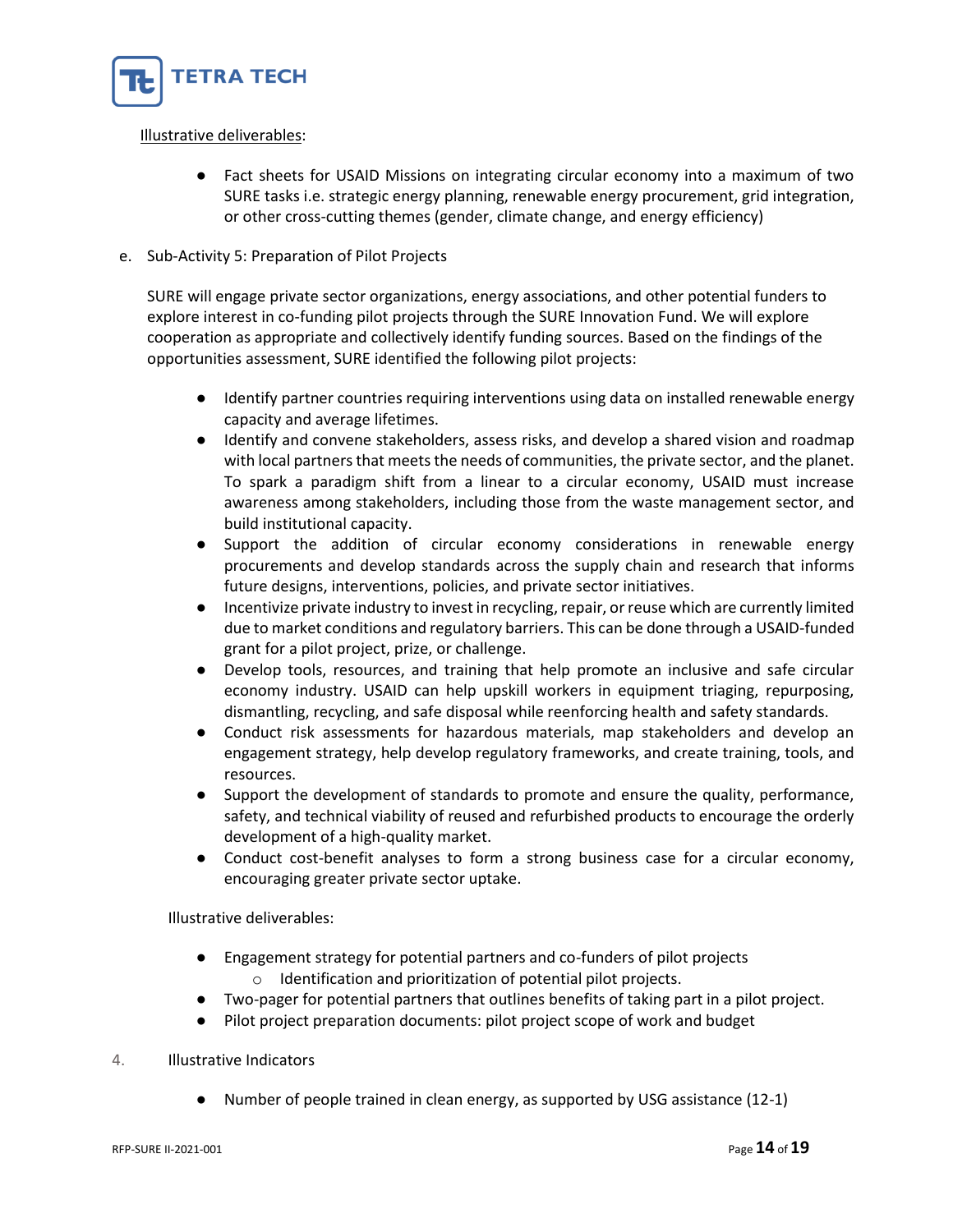<u>Illustrative deliverables</u>:

- Fact sheets for USAID Missions on integrating circular economy into a maximum of two SURE tasks i.e. strategic energy planning, renewable energy procurement, grid integration, or other cross-cutting themes (gender, climate change, and energy efficiency)

e. Sub-Activity 5: Preparation of Pilot Projects

SURE will engage private sector organizations, energy associations, and other potential funders to explore interest in co-funding pilot projects through the SURE Innovation Fund. We will explore cooperation as appropriate and collectively identify funding sources. Based on the findings of the opportunities assessment, SURE identified the following pilot projects:

- Identify partner countries requiring interventions using data on installed renewable energy capacity and average lifetimes.
- Identify and convene stakeholders, assess risks, and develop a shared vision and roadmap with local partners that meets the needs of communities, the private sector, and the planet. To spark a paradigm shift from a linear to a circular economy, USAID must increase awareness among stakeholders, including those from the waste management sector, and build institutional capacity.
- Support the addition of circular economy considerations in renewable energy procurements and develop standards across the supply chain and research that informs future designs, interventions, policies, and private sector initiatives.
- Incentivize private industry to invest in recycling, repair, or reuse which are currently limited due to market conditions and regulatory barriers. This can be done through a USAID-funded grant for a pilot project, prize, or challenge.
- Develop tools, resources, and training that help promote an inclusive and safe circular economy industry. USAID can help upskill workers in equipment triaging, repurposing, dismantling, recycling, and safe disposal while reenforcing health and safety standards.
- Conduct risk assessments for hazardous materials, map stakeholders and develop an engagement strategy, help develop regulatory frameworks, and create training, tools, and resources.
- Support the development of standards to promote and ensure the quality, performance, safety, and technical viability of reused and refurbished products to encourage the orderly development of a high-quality market.
- Conduct cost-benefit analyses to form a strong business case for a circular economy, encouraging greater private sector uptake.

Illustrative deliverables:

- Engagement strategy for potential partners and co-funders of pilot projects
    - Identification and prioritization of potential pilot projects.
- Two-pager for potential partners that outlines benefits of taking part in a pilot project.
- Pilot project preparation documents: pilot project scope of work and budget

4. Illustrative Indicators

- Number of people trained in clean energy, as supported by USG assistance (12-1)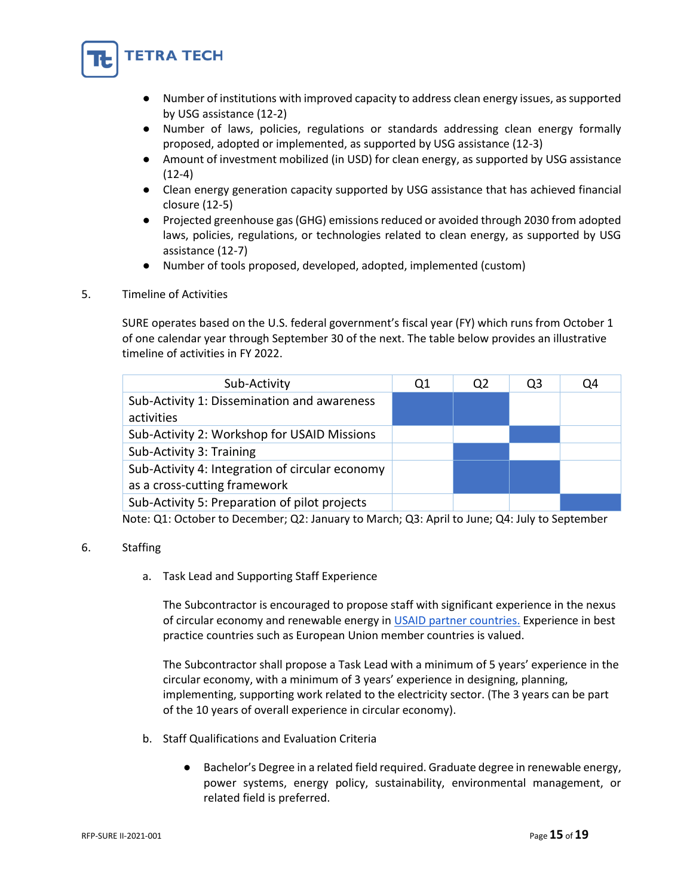- Number of institutions with improved capacity to address clean energy issues, as supported by USG assistance (12-2)
- Number of laws, policies, regulations or standards addressing clean energy formally proposed, adopted or implemented, as supported by USG assistance (12-3)
- Amount of investment mobilized (in USD) for clean energy, as supported by USG assistance (12-4)
- Clean energy generation capacity supported by USG assistance that has achieved financial closure (12-5)
- Projected greenhouse gas (GHG) emissions reduced or avoided through 2030 from adopted laws, policies, regulations, or technologies related to clean energy, as supported by USG assistance (12-7)
- Number of tools proposed, developed, adopted, implemented (custom)

5. Timeline of Activities

SURE operates based on the U.S. federal government's fiscal year (FY) which runs from October 1 of one calendar year through September 30 of the next. The table below provides an illustrative timeline of activities in FY 2022.

| Sub-Activity | Q1 | Q2 | Q3 | Q4 |
|---|---|---|---|---|
| Sub-Activity 1: Dissemination and awareness activities | ■ | ■ | | |
| Sub-Activity 2: Workshop for USAID Missions | | | ■ | |
| Sub-Activity 3: Training | | ■ | | |
| Sub-Activity 4: Integration of circular economy as a cross-cutting framework | | ■ | ■ | |
| Sub-Activity 5: Preparation of pilot projects | | | | ■ |

Note: Q1: October to December; Q2: January to March; Q3: April to June; Q4: July to September

6. Staffing

   a. Task Lead and Supporting Staff Experience

   The Subcontractor is encouraged to propose staff with significant experience in the nexus of circular economy and renewable energy in [USAID partner countries.](#) Experience in best practice countries such as European Union member countries is valued.

   The Subcontractor shall propose a Task Lead with a minimum of 5 years' experience in the circular economy, with a minimum of 3 years' experience in designing, planning, implementing, supporting work related to the electricity sector. (The 3 years can be part of the 10 years of overall experience in circular economy).

   b. Staff Qualifications and Evaluation Criteria

   - Bachelor's Degree in a related field required. Graduate degree in renewable energy, power systems, energy policy, sustainability, environmental management, or related field is preferred.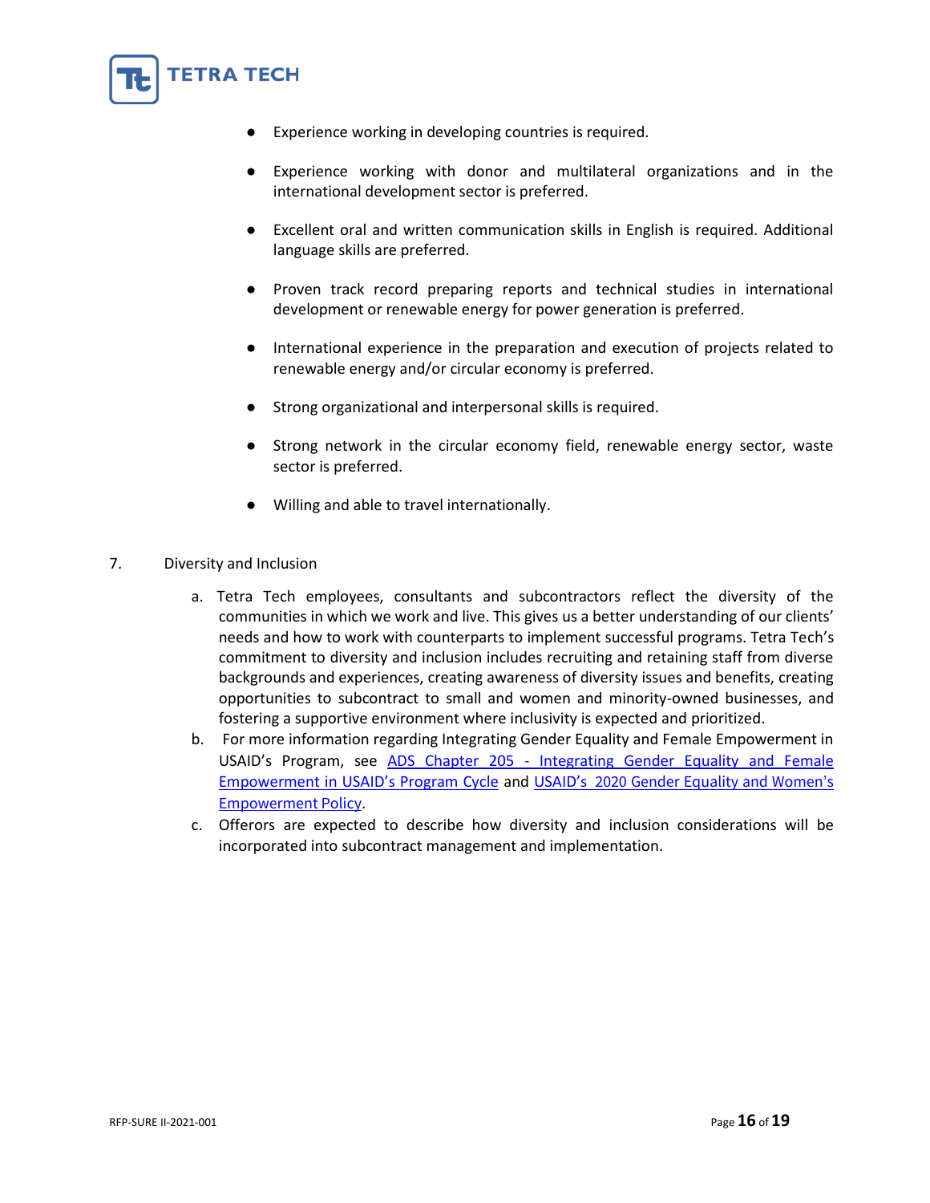- Experience working in developing countries is required.
- Experience working with donor and multilateral organizations and in the international development sector is preferred.
- Excellent oral and written communication skills in English is required. Additional language skills are preferred.
- Proven track record preparing reports and technical studies in international development or renewable energy for power generation is preferred.
- International experience in the preparation and execution of projects related to renewable energy and/or circular economy is preferred.
- Strong organizational and interpersonal skills is required.
- Strong network in the circular economy field, renewable energy sector, waste sector is preferred.
- Willing and able to travel internationally.

7. Diversity and Inclusion

   a. Tetra Tech employees, consultants and subcontractors reflect the diversity of the communities in which we work and live. This gives us a better understanding of our clients' needs and how to work with counterparts to implement successful programs. Tetra Tech's commitment to diversity and inclusion includes recruiting and retaining staff from diverse backgrounds and experiences, creating awareness of diversity issues and benefits, creating opportunities to subcontract to small and women and minority-owned businesses, and fostering a supportive environment where inclusivity is expected and prioritized.

   b. For more information regarding Integrating Gender Equality and Female Empowerment in USAID's Program, see ADS Chapter 205 - Integrating Gender Equality and Female Empowerment in USAID's Program Cycle and USAID's 2020 Gender Equality and Women's Empowerment Policy.

   c. Offerors are expected to describe how diversity and inclusion considerations will be incorporated into subcontract management and implementation.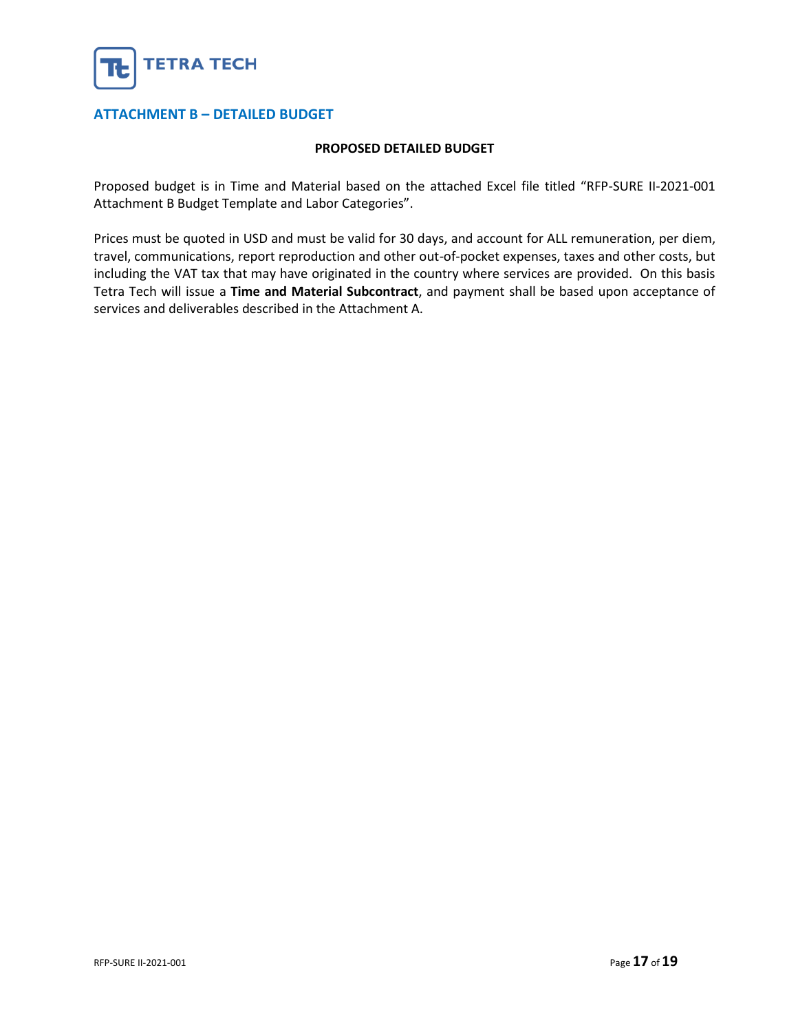## ATTACHMENT B – DETAILED BUDGET

**PROPOSED DETAILED BUDGET**

Proposed budget is in Time and Material based on the attached Excel file titled "RFP-SURE II-2021-001 Attachment B Budget Template and Labor Categories".

Prices must be quoted in USD and must be valid for 30 days, and account for ALL remuneration, per diem, travel, communications, report reproduction and other out-of-pocket expenses, taxes and other costs, but including the VAT tax that may have originated in the country where services are provided. On this basis Tetra Tech will issue a **Time and Material Subcontract**, and payment shall be based upon acceptance of services and deliverables described in the Attachment A.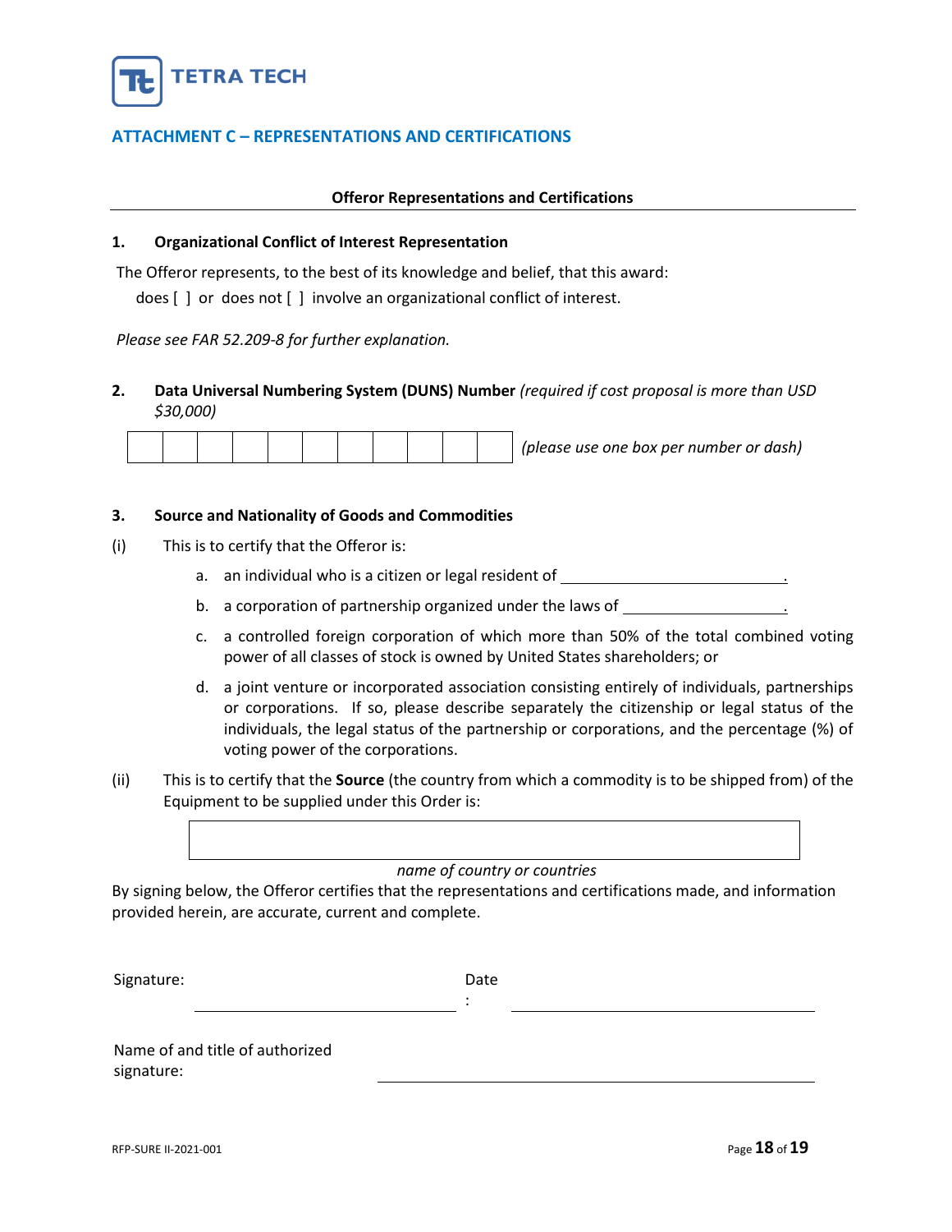TETRA TECH

## ATTACHMENT C – REPRESENTATIONS AND CERTIFICATIONS

**Offeror Representations and Certifications**

### 1. Organizational Conflict of Interest Representation

The Offeror represents, to the best of its knowledge and belief, that this award:

does [ ] or does not [ ] involve an organizational conflict of interest.

*Please see FAR 52.209-8 for further explanation.*

### 2. Data Universal Numbering System (DUNS) Number *(required if cost proposal is more than USD $30,000)*

| | | | | | | | | | | |
|---|---|---|---|---|---|---|---|---|---|---|
| | | | | | | | | | | |

*(please use one box per number or dash)*

### 3. Source and Nationality of Goods and Commodities

(i) This is to certify that the Offeror is:

a. an individual who is a citizen or legal resident of ____________________________.

b. a corporation of partnership organized under the laws of ____________________.

c. a controlled foreign corporation of which more than 50% of the total combined voting power of all classes of stock is owned by United States shareholders; or

d. a joint venture or incorporated association consisting entirely of individuals, partnerships or corporations. If so, please describe separately the citizenship or legal status of the individuals, the legal status of the partnership or corporations, and the percentage (%) of voting power of the corporations.

(ii) This is to certify that the **Source** (the country from which a commodity is to be shipped from) of the Equipment to be supplied under this Order is:

| |
|---|
| |

*name of country or countries*

By signing below, the Offeror certifies that the representations and certifications made, and information provided herein, are accurate, current and complete.

Signature: ______________________________ Date: ______________________________

Name of and title of authorized signature: ______________________________________

RFP-SURE II-2021-001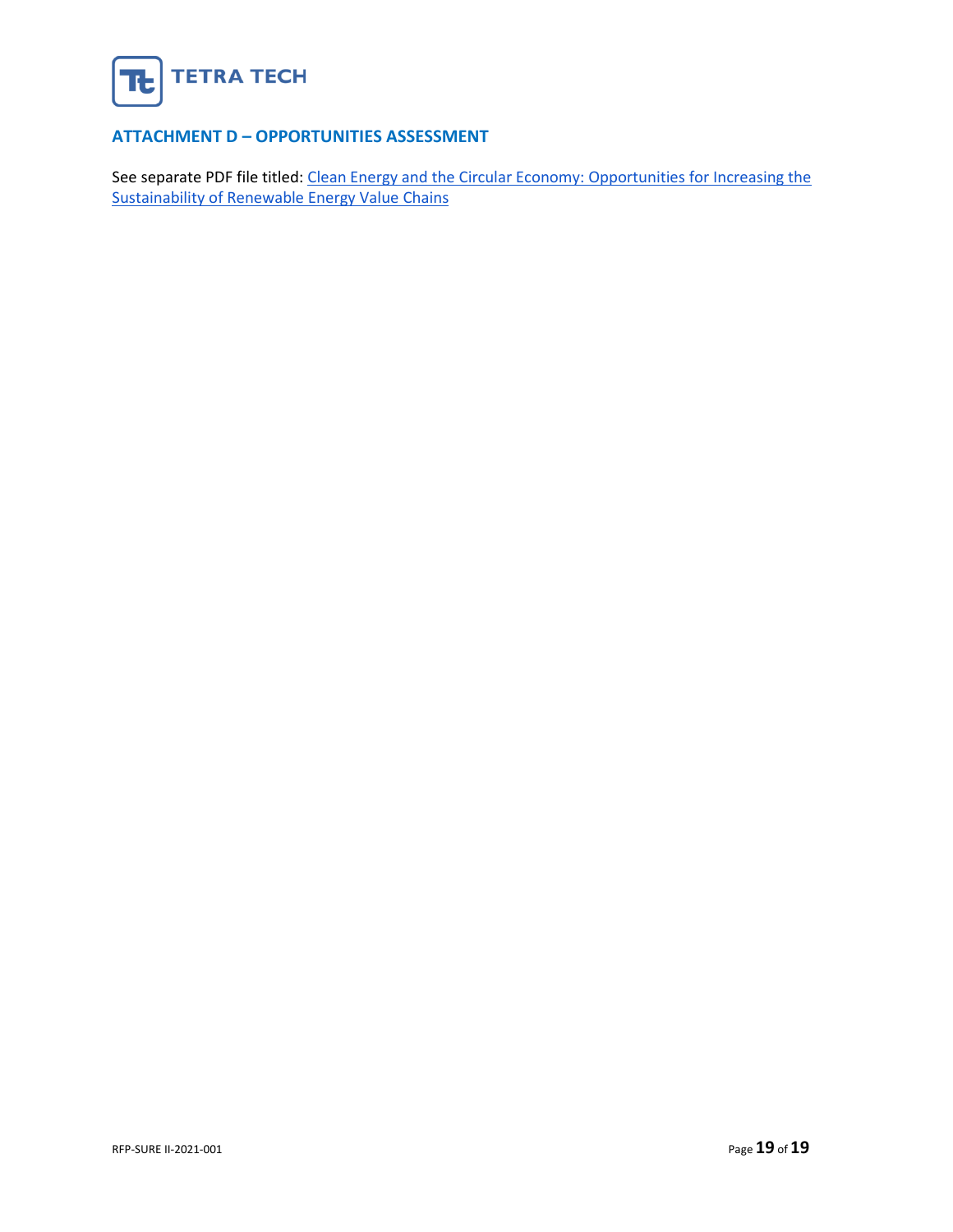## ATTACHMENT D – OPPORTUNITIES ASSESSMENT

See separate PDF file titled: Clean Energy and the Circular Economy: Opportunities for Increasing the Sustainability of Renewable Energy Value Chains